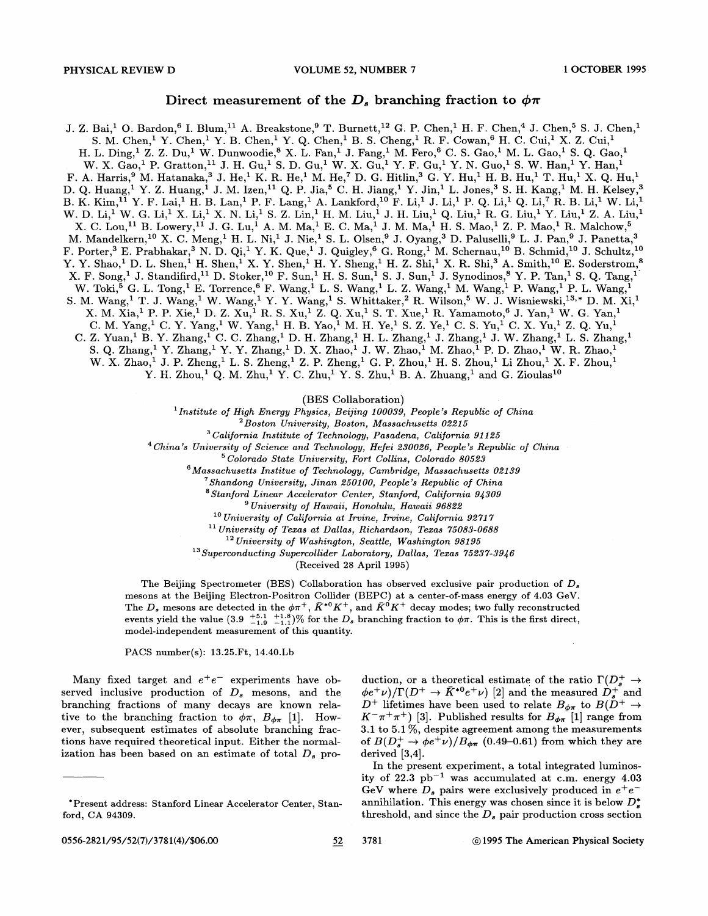# Direct measurement of the $D_s$ branching fraction to $\phi\pi$

J. Z. Bai,[1] O. Bardon,[6] I. Blum,[11] A. Breakstone,[9] T. Burnett,[12] G. P. Chen,[1] H. F. Chen,[4] J. Chen,[5] S. J. Chen,[1] S. M. Chen,[1] Y. Chen,[1] Y. B. Chen,[1] Y. Q. Chen,[1] B. S. Cheng,[1] R. F. Cowan,[6] H. C. Cui,[1] X. Z. Cui,[1] H. L. Ding,[1] Z. Z. Du,[1] W. Dunwoodie,[8] X. L. Fan,[1] J. Fang,[1] M. Fero,[6] C. S. Gao,[1] M. L. Gao,[1] S. Q. Gao,[1] W. X. Gao,[1] P. Gratton,[11] J. H. Gu,[1] S. D. Gu,[1] W. X. Gu,[1] Y. F. Gu,[1] Y. N. Guo,[1] S. W. Han,[1] Y. Han,[1] F. A. Harris,[9] M. Hatanaka,[3] J. He,[1] K. R. He,[1] M. He,[7] D. G. Hitlin,[3] G. Y. Hu,[1] H. B. Hu,[1] T. Hu,[1] X. Q. Hu,[1] D. Q. Huang,[1] Y. Z. Huang,[1] J. M. Izen,[11] Q. P. Jia,[5] C. H. Jiang,[1] Y. Jin,[1] L. Jones,[3] S. H. Kang,[1] M. H. Kelsey,[3] B. K. Kim,[11] Y. F. Lai,[1] H. B. Lan,[1] P. F. Lang,[1] A. Lankford,[10] F. Li,[1] J. Li,[1] P. Q. Li,[1] Q. Li,[7] R. B. Li,[1] W. Li,[1] W. D. Li,[1] W. G. Li,[1] X. Li,[1] X. N. Li,[1] S. Z. Lin,[1] H. M. Liu,[1] J. H. Liu,[1] Q. Liu,[1] R. G. Liu,[1] Y. Liu,[1] Z. A. Liu,[1] X. C. Lou,[11] B. Lowery,[11] J. G. Lu,[1] A. M. Ma,[1] E. C. Ma,[1] J. M. Ma,[1] H. S. Mao,[1] Z. P. Mao,[1] R. Malchow,[5] M. Mandelkern,[10] X. C. Meng,[1] H. L. Ni,[1] J. Nie,[1] S. L. Olsen,[9] J. Oyang,[3] D. Paluselli,[9] L. J. Pan,[9] J. Panetta,[3] F. Porter,[3] E. Prabhakar,[3] N. D. Qi,[1] Y. K. Que,[1] J. Quigley,[6] G. Rong,[1] M. Schernau,[10] B. Schmid,[10] J. Schultz,[10] Y. Y. Shao,[1] D. L. Shen,[1] H. Shen,[1] X. Y. Shen,[1] H. Y. Sheng,[1] H. Z. Shi,[1] X. R. Shi,[3] A. Smith,[10] E. Soderstrom,[8] X. F. Song,[1] J. Standifird,[11] D. Stoker,[10] F. Sun,[1] H. S. Sun,[1] S. J. Sun,[1] J. Synodinos,[8] Y. P. Tan,[1] S. Q. Tang,[1] W. Toki,[5] G. L. Tong,[1] E. Torrence,[6] F. Wang,[1] L. S. Wang,[1] L. Z. Wang,[1] M. Wang,[1] P. Wang,[1] P. L. Wang,[1] S. M. Wang,[1] T. J. Wang,[1] W. Wang,[1] Y. Y. Wang,[1] S. Whittaker,[2] R. Wilson,[5] W. J. Wisniewski,[13,*] D. M. Xi,[1] X. M. Xia,[1] P. P. Xie,[1] D. Z. Xu,[1] R. S. Xu,[1] Z. Q. Xu,[1] S. T. Xue,[1] R. Yamamoto,[6] J. Yan,[1] W. G. Yan,[1] C. M. Yang,[1] C. Y. Yang,[1] W. Yang,[1] H. B. Yao,[1] M. H. Ye,[1] S. Z. Ye,[1] C. S. Yu,[1] C. X. Yu,[1] Z. Q. Yu,[1] C. Z. Yuan,[1] B. Y. Zhang,[1] C. C. Zhang,[1] D. H. Zhang,[1] H. L. Zhang,[1] J. Zhang,[1] J. W. Zhang,[1] L. S. Zhang,[1] S. Q. Zhang,[1] Y. Zhang,[1] Y. Y. Zhang,[1] D. X. Zhao,[1] J. W. Zhao,[1] M. Zhao,[1] P. D. Zhao,[1] W. R. Zhao,[1] W. X. Zhao,[1] J. P. Zheng,[1] L. S. Zheng,[1] Z. P. Zheng,[1] G. P. Zhou,[1] H. S. Zhou,[1] Li Zhou,[1] X. F. Zhou,[1] Y. H. Zhou,[1] Q. M. Zhu,[1] Y. C. Zhu,[1] Y. S. Zhu,[1] B. A. Zhuang,[1] and G. Zioulas[10]

(BES Collaboration)

[1] *Institute of High Energy Physics, Beijing 100039, People's Republic of China*
[2] *Boston University, Boston, Massachusetts 02215*
[3] *California Institute of Technology, Pasadena, California 91125*
[4] *China's University of Science and Technology, Hefei 230026, People's Republic of China*
[5] *Colorado State University, Fort Collins, Colorado 80523*
[6] *Massachusetts Institue of Technology, Cambridge, Massachusetts 02139*
[7] *Shandong University, Jinan 250100, People's Republic of China*
[8] *Stanford Linear Accelerator Center, Stanford, California 94309*
[9] *University of Hawaii, Honolulu, Hawaii 96822*
[10] *University of California at Irvine, Irvine, California 92717*
[11] *University of Texas at Dallas, Richardson, Texas 75083-0688*
[12] *University of Washington, Seattle, Washington 98195*
[13] *Superconducting Supercollider Laboratory, Dallas, Texas 75237-3946*

(Received 28 April 1995)

The Beijing Spectrometer (BES) Collaboration has observed exclusive pair production of $D_s$ mesons at the Beijing Electron-Positron Collider (BEPC) at a center-of-mass energy of 4.03 GeV. The $D_s$ mesons are detected in the $\phi\pi^+$, $\bar{K}^{*0}K^+$, and $\bar{K}^0K^+$ decay modes; two fully reconstructed events yield the value $(3.9\ ^{+5.1}_{-1.9}\ ^{+1.8}_{-1.1})\%$ for the $D_s$ branching fraction to $\phi\pi$. This is the first direct, model-independent measurement of this quantity.

PACS number(s): 13.25.Ft, 14.40.Lb

Many fixed target and $e^+e^-$ experiments have observed inclusive production of $D_s$ mesons, and the branching fractions of many decays are known relative to the branching fraction to $\phi\pi$, $B_{\phi\pi}$ [1]. However, subsequent estimates of absolute branching fractions have required theoretical input. Either the normalization has been based on an estimate of total $D_s$ production, or a theoretical estimate of the ratio $\Gamma(D_s^+ \to \phi e^+\nu)/\Gamma(D^+ \to \bar{K}^{*0}e^+\nu)$ [2] and the measured $D_s^+$ and $D^+$ lifetimes have been used to relate $B_{\phi\pi}$ to $B(D^+ \to K^-\pi^+\pi^+)$ [3]. Published results for $B_{\phi\pi}$ [1] range from 3.1 to 5.1 %, despite agreement among the measurements of $B(D_s^+ \to \phi e^+\nu)/B_{\phi\pi}$ (0.49–0.61) from which they are derived [3,4].

In the present experiment, a total integrated luminosity of 22.3 $\text{pb}^{-1}$ was accumulated at c.m. energy 4.03 GeV where $D_s$ pairs were exclusively produced in $e^+e^-$ annihilation. This energy was chosen since it is below $D_s^*$ threshold, and since the $D_s$ pair production cross section

*Present address: Stanford Linear Accelerator Center, Stanford, CA 94309.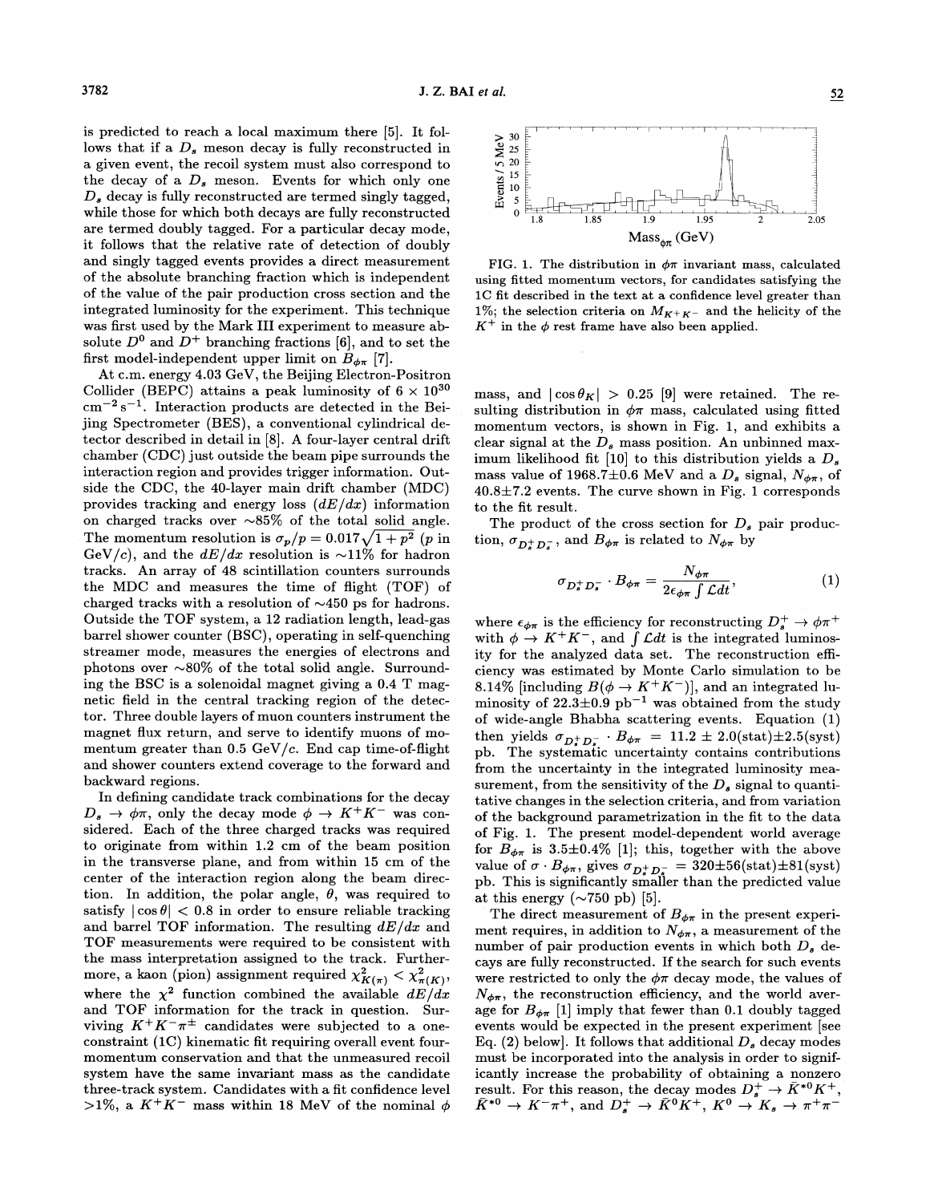is predicted to reach a local maximum there [5]. It follows that if a $D_s$ meson decay is fully reconstructed in a given event, the recoil system must also correspond to the decay of a $D_s$ meson. Events for which only one $D_s$ decay is fully reconstructed are termed singly tagged, while those for which both decays are fully reconstructed are termed doubly tagged. For a particular decay mode, it follows that the relative rate of detection of doubly and singly tagged events provides a direct measurement of the absolute branching fraction which is independent of the value of the pair production cross section and the integrated luminosity for the experiment. This technique was first used by the Mark III experiment to measure absolute $D^0$ and $D^+$ branching fractions [6], and to set the first model-independent upper limit on $B_{\phi\pi}$ [7].

At c.m. energy 4.03 GeV, the Beijing Electron-Positron Collider (BEPC) attains a peak luminosity of $6 \times 10^{30}$ cm$^{-2}$ s$^{-1}$. Interaction products are detected in the Beijing Spectrometer (BES), a conventional cylindrical detector described in detail in [8]. A four-layer central drift chamber (CDC) just outside the beam pipe surrounds the interaction region and provides trigger information. Outside the CDC, the 40-layer main drift chamber (MDC) provides tracking and energy loss ($dE/dx$) information on charged tracks over ~85% of the total solid angle. The momentum resolution is $\sigma_p/p = 0.017\sqrt{1+p^2}$ ($p$ in GeV/$c$), and the $dE/dx$ resolution is ~11% for hadron tracks. An array of 48 scintillation counters surrounds the MDC and measures the time of flight (TOF) of charged tracks with a resolution of ~450 ps for hadrons. Outside the TOF system, a 12 radiation length, lead-gas barrel shower counter (BSC), operating in self-quenching streamer mode, measures the energies of electrons and photons over ~80% of the total solid angle. Surrounding the BSC is a solenoidal magnet giving a 0.4 T magnetic field in the central tracking region of the detector. Three double layers of muon counters instrument the magnet flux return, and serve to identify muons of momentum greater than 0.5 GeV/$c$. End cap time-of-flight and shower counters extend coverage to the forward and backward regions.

In defining candidate track combinations for the decay $D_s \to \phi\pi$, only the decay mode $\phi \to K^+K^-$ was considered. Each of the three charged tracks was required to originate from within 1.2 cm of the beam position in the transverse plane, and from within 15 cm of the center of the interaction region along the beam direction. In addition, the polar angle, $\theta$, was required to satisfy $|\cos\theta| < 0.8$ in order to ensure reliable tracking and barrel TOF information. The resulting $dE/dx$ and TOF measurements were required to be consistent with the mass interpretation assigned to the track. Furthermore, a kaon (pion) assignment required $\chi^2_{K(\pi)} < \chi^2_{\pi(K)}$, where the $\chi^2$ function combined the available $dE/dx$ and TOF information for the track in question. Surviving $K^+K^-\pi^\pm$ candidates were subjected to a one-constraint (1C) kinematic fit requiring overall event four-momentum conservation and that the unmeasured recoil system have the same invariant mass as the candidate three-track system. Candidates with a fit confidence level >1%, a $K^+K^-$ mass within 18 MeV of the nominal $\phi$ mass, and $|\cos\theta_K| > 0.25$ [9] were retained. The resulting distribution in $\phi\pi$ mass, calculated using fitted momentum vectors, is shown in Fig. 1, and exhibits a clear signal at the $D_s$ mass position. An unbinned maximum likelihood fit [10] to this distribution yields a $D_s$ mass value of 1968.7±0.6 MeV and a $D_s$ signal, $N_{\phi\pi}$, of 40.8±7.2 events. The curve shown in Fig. 1 corresponds to the fit result.

FIG. 1. The distribution in $\phi\pi$ invariant mass, calculated using fitted momentum vectors, for candidates satisfying the 1C fit described in the text at a confidence level greater than 1%; the selection criteria on $M_{K^+K^-}$ and the helicity of the $K^+$ in the $\phi$ rest frame have also been applied.

The product of the cross section for $D_s$ pair production, $\sigma_{D_s^+D_s^-}$, and $B_{\phi\pi}$ is related to $N_{\phi\pi}$ by

$$\sigma_{D_s^+D_s^-} \cdot B_{\phi\pi} = \frac{N_{\phi\pi}}{2\epsilon_{\phi\pi}\int \mathcal{L}dt}, \tag{1}$$

where $\epsilon_{\phi\pi}$ is the efficiency for reconstructing $D_s^+ \to \phi\pi^+$ with $\phi \to K^+K^-$, and $\int \mathcal{L}dt$ is the integrated luminosity for the analyzed data set. The reconstruction efficiency was estimated by Monte Carlo simulation to be 8.14% [including $B(\phi \to K^+K^-)$], and an integrated luminosity of 22.3±0.9 pb$^{-1}$ was obtained from the study of wide-angle Bhabha scattering events. Equation (1) then yields $\sigma_{D_s^+D_s^-} \cdot B_{\phi\pi} = 11.2 \pm 2.0(\text{stat})\pm 2.5(\text{syst})$ pb. The systematic uncertainty contains contributions from the uncertainty in the integrated luminosity measurement, from the sensitivity of the $D_s$ signal to quantitative changes in the selection criteria, and from variation of the background parametrization in the fit to the data of Fig. 1. The present model-dependent world average for $B_{\phi\pi}$ is 3.5±0.4% [1]; this, together with the above value of $\sigma \cdot B_{\phi\pi}$, gives $\sigma_{D_s^+D_s^-} = 320\pm 56(\text{stat})\pm 81(\text{syst})$ pb. This is significantly smaller than the predicted value at this energy (~750 pb) [5].

The direct measurement of $B_{\phi\pi}$ in the present experiment requires, in addition to $N_{\phi\pi}$, a measurement of the number of pair production events in which both $D_s$ decays are fully reconstructed. If the search for such events were restricted to only the $\phi\pi$ decay mode, the values of $N_{\phi\pi}$, the reconstruction efficiency, and the world average for $B_{\phi\pi}$ [1] imply that fewer than 0.1 doubly tagged events would be expected in the present experiment [see Eq. (2) below]. It follows that additional $D_s$ decay modes must be incorporated into the analysis in order to significantly increase the probability of obtaining a nonzero result. For this reason, the decay modes $D_s^+ \to \bar{K}^{*0}K^+$, $\bar{K}^{*0} \to K^-\pi^+$, and $D_s^+ \to \bar{K}^0K^+$, $K^0 \to K_s \to \pi^+\pi^-$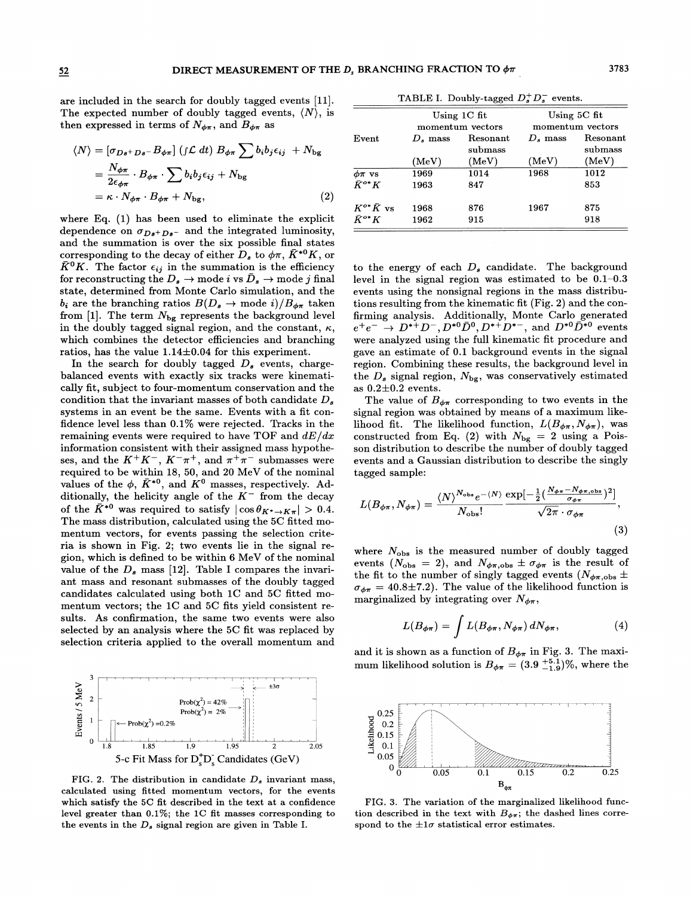are included in the search for doubly tagged events [11]. The expected number of doubly tagged events, $\langle N \rangle$, is then expressed in terms of $N_{\phi\pi}$ and $B_{\phi\pi}$ as

$$\langle N \rangle = [\sigma_{D_s^+ D_s^-} B_{\phi\pi}] \left(\int \mathcal{L}\, dt\right) B_{\phi\pi} \sum b_i b_j \epsilon_{ij} + N_{\rm bg}$$
$$= \frac{N_{\phi\pi}}{2\epsilon_{\phi\pi}} \cdot B_{\phi\pi} \cdot \sum b_i b_j \epsilon_{ij} + N_{\rm bg}$$
$$= \kappa \cdot N_{\phi\pi} \cdot B_{\phi\pi} + N_{\rm bg}, \tag{2}$$

where Eq. (1) has been used to eliminate the explicit dependence on $\sigma_{D_s^+ D_s^-}$ and the integrated luminosity, and the summation is over the six possible final states corresponding to the decay of either $D_s$ to $\phi\pi$, $\bar{K}^{*0}K$, or $\bar{K}^0 K$. The factor $\epsilon_{ij}$ in the summation is the efficiency for reconstructing the $D_s \to$ mode $i$ vs $\bar{D}_s \to$ mode $j$ final state, determined from Monte Carlo simulation, and the $b_i$ are the branching ratios $B(D_s \to \text{mode } i)/B_{\phi\pi}$ taken from [1]. The term $N_{\rm bg}$ represents the background level in the doubly tagged signal region, and the constant, $\kappa$, which combines the detector efficiencies and branching ratios, has the value $1.14 \pm 0.04$ for this experiment.

In the search for doubly tagged $D_s$ events, charge-balanced events with exactly six tracks were kinematically fit, subject to four-momentum conservation and the condition that the invariant masses of both candidate $D_s$ systems in an event be the same. Events with a fit confidence level less than 0.1% were rejected. Tracks in the remaining events were required to have TOF and $dE/dx$ information consistent with their assigned mass hypotheses, and the $K^+K^-$, $K^-\pi^+$, and $\pi^+\pi^-$ submasses were required to be within 18, 50, and 20 MeV of the nominal values of the $\phi$, $\bar{K}^{*0}$, and $K^0$ masses, respectively. Additionally, the helicity angle of the $K^-$ from the decay of the $\bar{K}^{*0}$ was required to satisfy $|\cos\theta_{K^* \to K\pi}| > 0.4$. The mass distribution, calculated using the 5C fitted momentum vectors, for events passing the selection criteria is shown in Fig. 2; two events lie in the signal region, which is defined to be within 6 MeV of the nominal value of the $D_s$ mass [12]. Table I compares the invariant mass and resonant submasses of the doubly tagged candidates calculated using both 1C and 5C fitted momentum vectors; the 1C and 5C fits yield consistent results. As confirmation, the same two events were also selected by an analysis where the 5C fit was replaced by selection criteria applied to the overall momentum and to the energy of each $D_s$ candidate. The background level in the signal region was estimated to be 0.1–0.3 events using the nonsignal regions in the mass distributions resulting from the kinematic fit (Fig. 2) and the confirming analysis. Additionally, Monte Carlo generated $e^+e^- \to D^{*+}D^-, D^{*0}\bar{D}^0, D^{*+}D^{*-}$, and $D^{*0}\bar{D}^{*0}$ events were analyzed using the full kinematic fit procedure and gave an estimate of 0.1 background events in the signal region. Combining these results, the background level in the $D_s$ signal region, $N_{\rm bg}$, was conservatively estimated as $0.2 \pm 0.2$ events.

TABLE I. Doubly-tagged $D_s^+ D_s^-$ events.

| Event | Using 1C fit momentum vectors | | Using 5C fit momentum vectors | |
|---|---|---|---|---|
| | $D_s$ mass (MeV) | Resonant submass (MeV) | $D_s$ mass (MeV) | Resonant submass (MeV) |
| $\phi\pi$ vs | 1969 | 1014 | 1968 | 1012 |
| $\bar{K}^{*0}K$ | 1963 | 847 | | 853 |
| $K^{*0}\bar{K}$ vs | 1968 | 876 | 1967 | 875 |
| $\bar{K}^{*0}K$ | 1962 | 915 | | 918 |

The value of $B_{\phi\pi}$ corresponding to two events in the signal region was obtained by means of a maximum likelihood fit. The likelihood function, $L(B_{\phi\pi}, N_{\phi\pi})$, was constructed from Eq. (2) with $N_{\rm bg} = 2$ using a Poisson distribution to describe the number of doubly tagged events and a Gaussian distribution to describe the singly tagged sample:

$$L(B_{\phi\pi}, N_{\phi\pi}) = \frac{\langle N \rangle^{N_{\rm obs}} e^{-\langle N \rangle}}{N_{\rm obs}!} \frac{\exp[-\frac{1}{2}(\frac{N_{\phi\pi} - N_{\phi\pi,\rm obs}}{\sigma_{\phi\pi}})^2]}{\sqrt{2\pi} \cdot \sigma_{\phi\pi}}, \tag{3}$$

where $N_{\rm obs}$ is the measured number of doubly tagged events ($N_{\rm obs} = 2$), and $N_{\phi\pi,\rm obs} \pm \sigma_{\phi\pi}$ is the result of the fit to the number of singly tagged events ($N_{\phi\pi,\rm obs} \pm \sigma_{\phi\pi} = 40.8 \pm 7.2$). The value of the likelihood function is marginalized by integrating over $N_{\phi\pi}$,

$$L(B_{\phi\pi}) = \int L(B_{\phi\pi}, N_{\phi\pi})\, dN_{\phi\pi}, \tag{4}$$

and it is shown as a function of $B_{\phi\pi}$ in Fig. 3. The maximum likelihood solution is $B_{\phi\pi} = (3.9\ ^{+5.1}_{-1.9})\%$, where the

FIG. 2. The distribution in candidate $D_s$ invariant mass, calculated using fitted momentum vectors, for the events which satisfy the 5C fit described in the text at a confidence level greater than 0.1%; the 1C fit masses corresponding to the events in the $D_s$ signal region are given in Table I.

FIG. 3. The variation of the marginalized likelihood function described in the text with $B_{\phi\pi}$; the dashed lines correspond to the $\pm 1\sigma$ statistical error estimates.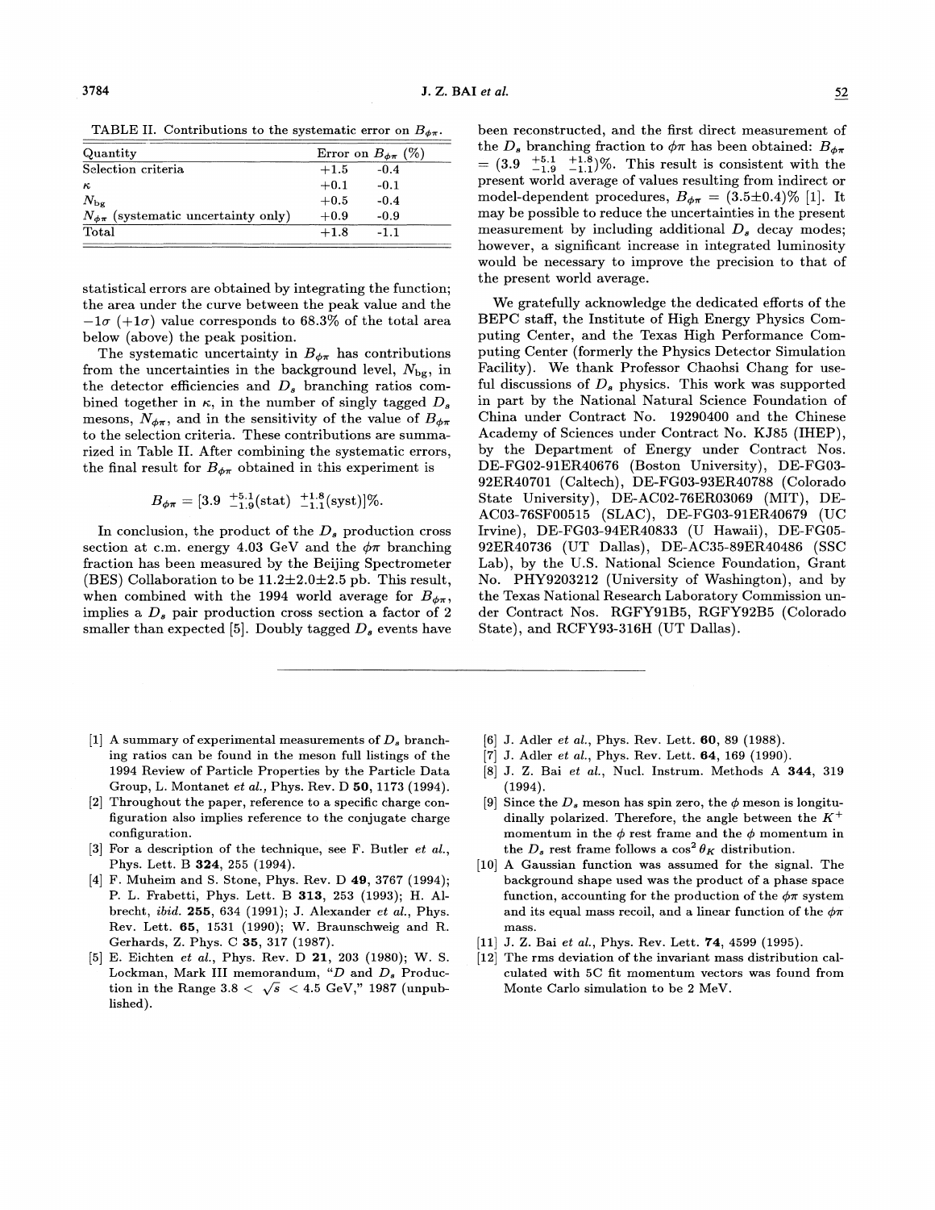TABLE II. Contributions to the systematic error on $B_{\phi\pi}$.

| Quantity | Error on $B_{\phi\pi}$ (%) | |
|---|---|---|
| Selection criteria | +1.5 | -0.4 |
| $\kappa$ | +0.1 | -0.1 |
| $N_{\rm bg}$ | +0.5 | -0.4 |
| $N_{\phi\pi}$ (systematic uncertainty only) | +0.9 | -0.9 |
| Total | +1.8 | -1.1 |

statistical errors are obtained by integrating the function; the area under the curve between the peak value and the $-1\sigma$ ($+1\sigma$) value corresponds to 68.3% of the total area below (above) the peak position.

The systematic uncertainty in $B_{\phi\pi}$ has contributions from the uncertainties in the background level, $N_{\rm bg}$, in the detector efficiencies and $D_s$ branching ratios combined together in $\kappa$, in the number of singly tagged $D_s$ mesons, $N_{\phi\pi}$, and in the sensitivity of the value of $B_{\phi\pi}$ to the selection criteria. These contributions are summarized in Table II. After combining the systematic errors, the final result for $B_{\phi\pi}$ obtained in this experiment is

$$B_{\phi\pi} = [3.9 \ {}^{+5.1}_{-1.9}(\text{stat}) \ {}^{+1.8}_{-1.1}(\text{syst})]\%.$$

In conclusion, the product of the $D_s$ production cross section at c.m. energy 4.03 GeV and the $\phi\pi$ branching fraction has been measured by the Beijing Spectrometer (BES) Collaboration to be 11.2±2.0±2.5 pb. This result, when combined with the 1994 world average for $B_{\phi\pi}$, implies a $D_s$ pair production cross section a factor of 2 smaller than expected [5]. Doubly tagged $D_s$ events have been reconstructed, and the first direct measurement of the $D_s$ branching fraction to $\phi\pi$ has been obtained: $B_{\phi\pi} = (3.9 \ {}^{+5.1}_{-1.9} \ {}^{+1.8}_{-1.1})\%$. This result is consistent with the present world average of values resulting from indirect or model-dependent procedures, $B_{\phi\pi} = (3.5\pm0.4)\%$ [1]. It may be possible to reduce the uncertainties in the present measurement by including additional $D_s$ decay modes; however, a significant increase in integrated luminosity would be necessary to improve the precision to that of the present world average.

We gratefully acknowledge the dedicated efforts of the BEPC staff, the Institute of High Energy Physics Computing Center, and the Texas High Performance Computing Center (formerly the Physics Detector Simulation Facility). We thank Professor Chaohsi Chang for useful discussions of $D_s$ physics. This work was supported in part by the National Natural Science Foundation of China under Contract No. 19290400 and the Chinese Academy of Sciences under Contract No. KJ85 (IHEP), by the Department of Energy under Contract Nos. DE-FG02-91ER40676 (Boston University), DE-FG03-92ER40701 (Caltech), DE-FG03-93ER40788 (Colorado State University), DE-AC02-76ER03069 (MIT), DE-AC03-76SF00515 (SLAC), DE-FG03-91ER40679 (UC Irvine), DE-FG03-94ER40833 (U Hawaii), DE-FG05-92ER40736 (UT Dallas), DE-AC35-89ER40486 (SSC Lab), by the U.S. National Science Foundation, Grant No. PHY9203212 (University of Washington), and by the Texas National Research Laboratory Commission under Contract Nos. RGFY91B5, RGFY92B5 (Colorado State), and RCFY93-316H (UT Dallas).

---

[1] A summary of experimental measurements of $D_s$ branching ratios can be found in the meson full listings of the 1994 Review of Particle Properties by the Particle Data Group, L. Montanet *et al.*, Phys. Rev. D **50**, 1173 (1994).

[2] Throughout the paper, reference to a specific charge configuration also implies reference to the conjugate charge configuration.

[3] For a description of the technique, see F. Butler *et al.*, Phys. Lett. B **324**, 255 (1994).

[4] F. Muheim and S. Stone, Phys. Rev. D **49**, 3767 (1994); P. L. Frabetti, Phys. Lett. B **313**, 253 (1993); H. Albrecht, *ibid.* **255**, 634 (1991); J. Alexander *et al.*, Phys. Rev. Lett. **65**, 1531 (1990); W. Braunschweig and R. Gerhards, Z. Phys. C **35**, 317 (1987).

[5] E. Eichten *et al.*, Phys. Rev. D **21**, 203 (1980); W. S. Lockman, Mark III memorandum, "$D$ and $D_s$ Production in the Range $3.8 < \sqrt{s} < 4.5$ GeV," 1987 (unpublished).

[6] J. Adler *et al.*, Phys. Rev. Lett. **60**, 89 (1988).

[7] J. Adler *et al.*, Phys. Rev. Lett. **64**, 169 (1990).

[8] J. Z. Bai *et al.*, Nucl. Instrum. Methods A **344**, 319 (1994).

[9] Since the $D_s$ meson has spin zero, the $\phi$ meson is longitudinally polarized. Therefore, the angle between the $K^+$ momentum in the $\phi$ rest frame and the $\phi$ momentum in the $D_s$ rest frame follows a $\cos^2\theta_K$ distribution.

[10] A Gaussian function was assumed for the signal. The background shape used was the product of a phase space function, accounting for the production of the $\phi\pi$ system and its equal mass recoil, and a linear function of the $\phi\pi$ mass.

[11] J. Z. Bai *et al.*, Phys. Rev. Lett. **74**, 4599 (1995).

[12] The rms deviation of the invariant mass distribution calculated with 5C fit momentum vectors was found from Monte Carlo simulation to be 2 MeV.